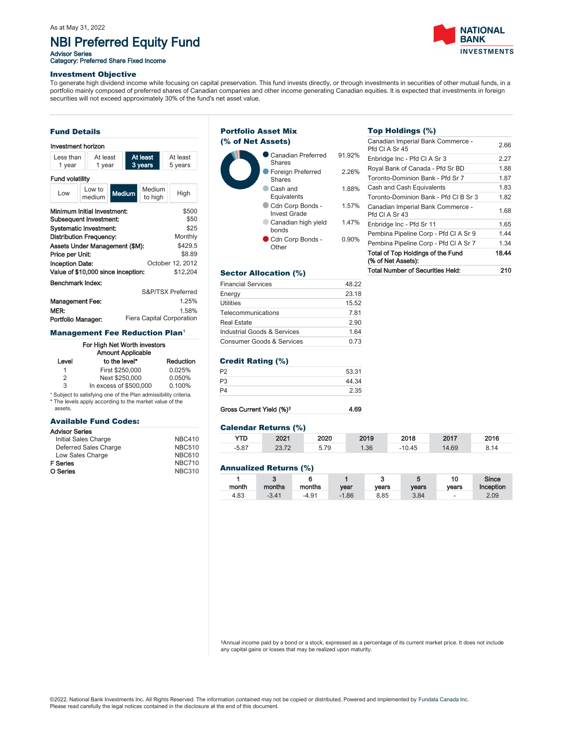As at May 31, 2022

# NBI Preferred Equity Fund

Advisor Series
Category: Preferred Share Fixed Income

NATIONAL BANK INVESTMENTS

## Investment Objective

To generate high dividend income while focusing on capital preservation. This fund invests directly, or through investments in securities of other mutual funds, in a portfolio mainly composed of preferred shares of Canadian companies and other income generating Canadian equities. It is expected that investments in foreign securities will not exceed approximately 30% of the fund's net asset value.

## Fund Details

**Investment horizon**

| Less than 1 year | At least 1 year | **At least 3 years** | At least 5 years |
|---|---|---|---|

**Fund volatility**

| Low | Low to medium | **Medium** | Medium to high | High |
|---|---|---|---|---|

| | |
|---|---|
| Minimum Initial Investment: | $500 |
| Subsequent Investment: | $50 |
| Systematic Investment: | $25 |
| Distribution Frequency: | Monthly |
| Assets Under Management ($M): | $429.5 |
| Price per Unit: | $8.89 |
| Inception Date: | October 12, 2012 |
| Value of $10,000 since inception: | $12,204 |
| Benchmark Index: | S&P/TSX Preferred |
| Management Fee: | 1.25% |
| MER: | 1.58% |
| Portfolio Manager: | Fiera Capital Corporation |

## Management Fee Reduction Plan[1]

For High Net Worth investors

| Level | Amount Applicable to the level* | Reduction |
|---|---|---|
| 1 | First $250,000 | 0.025% |
| 2 | Next $250,000 | 0.050% |
| 3 | In excess of $500,000 | 0.100% |

[1] Subject to satisfying one of the Plan admissibility criteria.
* The levels apply according to the market value of the assets.

## Available Fund Codes:

| | |
|---|---|
| **Advisor Series** | |
| Initial Sales Charge | NBC410 |
| Deferred Sales Charge | NBC510 |
| Low Sales Charge | NBC610 |
| **F Series** | NBC710 |
| **O Series** | NBC310 |

## Portfolio Asset Mix (% of Net Assets)

| | |
|---|---|
| Canadian Preferred Shares | 91.92% |
| Foreign Preferred Shares | 2.26% |
| Cash and Equivalents | 1.88% |
| Cdn Corp Bonds - Invest Grade | 1.57% |
| Canadian high yield bonds | 1.47% |
| Cdn Corp Bonds - Other | 0.90% |

## Sector Allocation (%)

| | |
|---|---|
| Financial Services | 48.22 |
| Energy | 23.18 |
| Utilities | 15.52 |
| Telecommunications | 7.81 |
| Real Estate | 2.90 |
| Industrial Goods & Services | 1.64 |
| Consumer Goods & Services | 0.73 |

## Credit Rating (%)

| | |
|---|---|
| P2 | 53.31 |
| P3 | 44.34 |
| P4 | 2.35 |

**Gross Current Yield (%)‡** **4.69**

## Top Holdings (%)

| | |
|---|---|
| Canadian Imperial Bank Commerce - Pfd Cl A Sr 45 | 2.66 |
| Enbridge Inc - Pfd Cl A Sr 3 | 2.27 |
| Royal Bank of Canada - Pfd Sr BD | 1.88 |
| Toronto-Dominion Bank - Pfd Sr 7 | 1.87 |
| Cash and Cash Equivalents | 1.83 |
| Toronto-Dominion Bank - Pfd Cl B Sr 3 | 1.82 |
| Canadian Imperial Bank Commerce - Pfd Cl A Sr 43 | 1.68 |
| Enbridge Inc - Pfd Sr 11 | 1.65 |
| Pembina Pipeline Corp - Pfd Cl A Sr 9 | 1.44 |
| Pembina Pipeline Corp - Pfd Cl A Sr 7 | 1.34 |
| **Total of Top Holdings of the Fund (% of Net Assets):** | **18.44** |
| **Total Number of Securities Held:** | **210** |

## Calendar Returns (%)

| YTD | 2021 | 2020 | 2019 | 2018 | 2017 | 2016 |
|---|---|---|---|---|---|---|
| -5.87 | 23.72 | 5.79 | 1.36 | -10.45 | 14.69 | 8.14 |

## Annualized Returns (%)

| 1 month | 3 months | 6 months | 1 year | 3 years | 5 years | 10 years | Since Inception |
|---|---|---|---|---|---|---|---|
| 4.83 | -3.41 | -4.91 | -1.86 | 8.85 | 3.84 | - | 2.09 |

‡Annual income paid by a bond or a stock, expressed as a percentage of its current market price. It does not include any capital gains or losses that may be realized upon maturity.

©2022. National Bank Investments Inc. All Rights Reserved. The information contained may not be copied or distributed. Powered and implemented by Fundata Canada Inc.
Please read carefully the legal notices contained in the disclosure at the end of this document.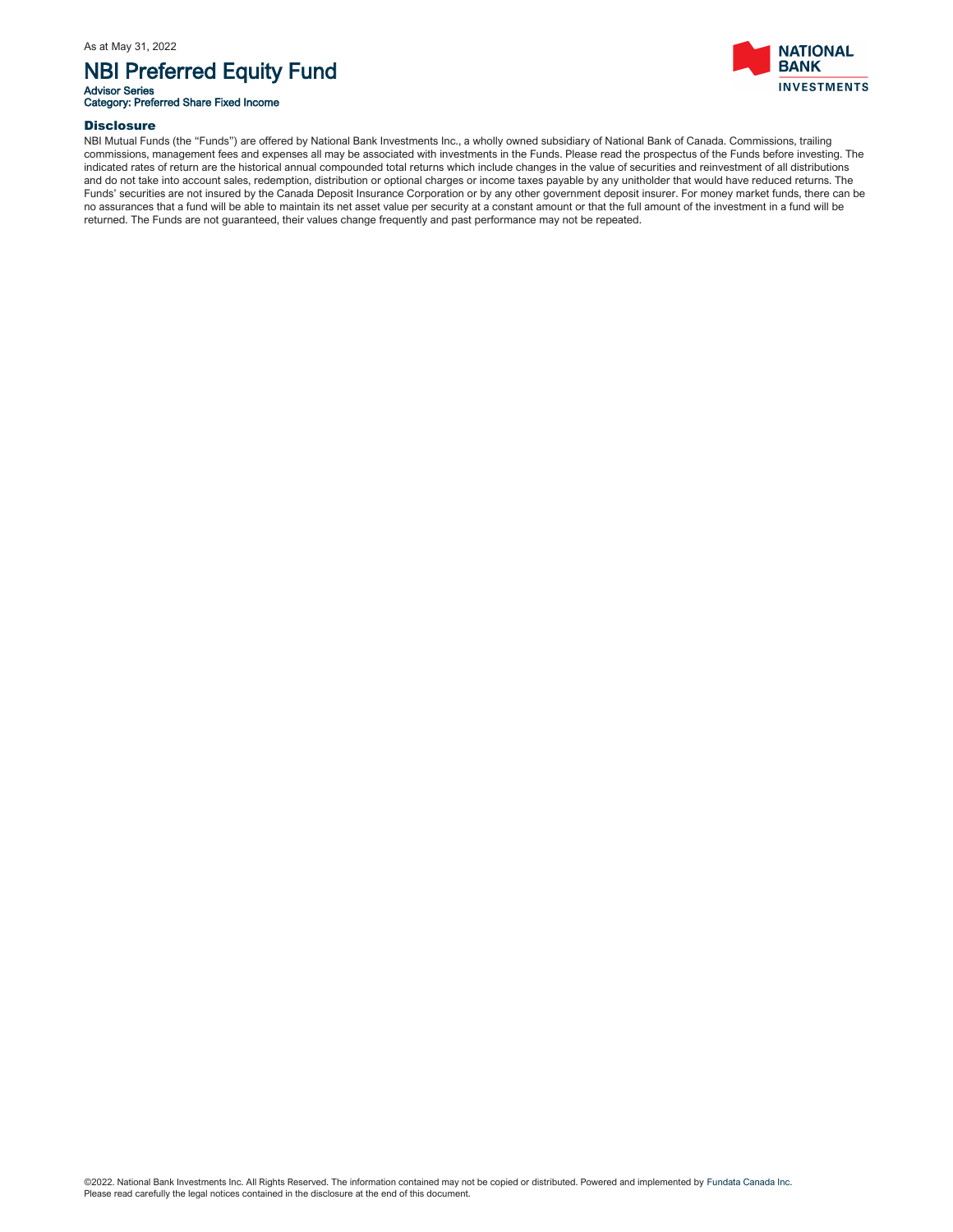As at May 31, 2022

# NBI Preferred Equity Fund

**Advisor Series**
**Category: Preferred Share Fixed Income**

## Disclosure

NBI Mutual Funds (the "Funds") are offered by National Bank Investments Inc., a wholly owned subsidiary of National Bank of Canada. Commissions, trailing commissions, management fees and expenses all may be associated with investments in the Funds. Please read the prospectus of the Funds before investing. The indicated rates of return are the historical annual compounded total returns which include changes in the value of securities and reinvestment of all distributions and do not take into account sales, redemption, distribution or optional charges or income taxes payable by any unitholder that would have reduced returns. The Funds' securities are not insured by the Canada Deposit Insurance Corporation or by any other government deposit insurer. For money market funds, there can be no assurances that a fund will be able to maintain its net asset value per security at a constant amount or that the full amount of the investment in a fund will be returned. The Funds are not guaranteed, their values change frequently and past performance may not be repeated.

©2022. National Bank Investments Inc. All Rights Reserved. The information contained may not be copied or distributed. Powered and implemented by Fundata Canada Inc.
Please read carefully the legal notices contained in the disclosure at the end of this document.